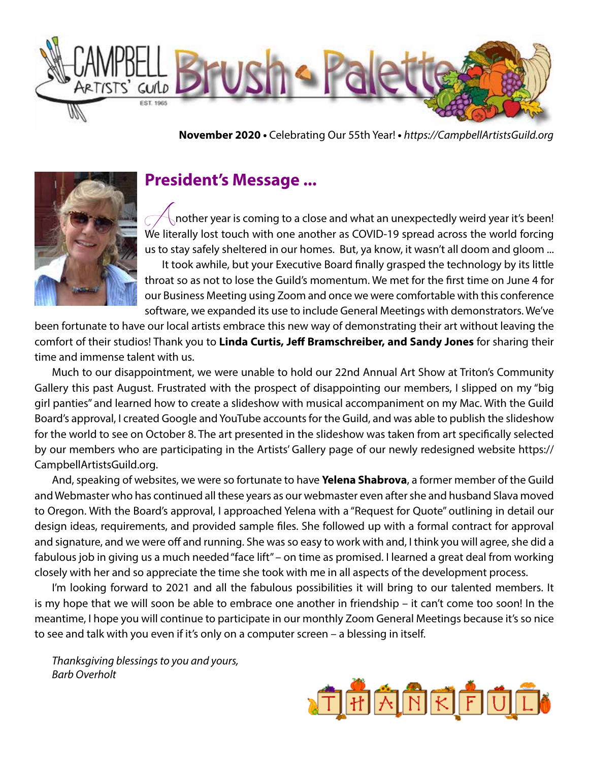# Campbell Artists' Guild Brush & Palette

EST. 1965

**November 2020** • Celebrating Our 55th Year! • *https://CampbellArtistsGuild.org*

## President's Message ...

Another year is coming to a close and what an unexpectedly weird year it's been! We literally lost touch with one another as COVID-19 spread across the world forcing us to stay safely sheltered in our homes. But, ya know, it wasn't all doom and gloom ...

It took awhile, but your Executive Board finally grasped the technology by its little throat so as not to lose the Guild's momentum. We met for the first time on June 4 for our Business Meeting using Zoom and once we were comfortable with this conference software, we expanded its use to include General Meetings with demonstrators. We've been fortunate to have our local artists embrace this new way of demonstrating their art without leaving the comfort of their studios! Thank you to **Linda Curtis, Jeff Bramschreiber, and Sandy Jones** for sharing their time and immense talent with us.

Much to our disappointment, we were unable to hold our 22nd Annual Art Show at Triton's Community Gallery this past August. Frustrated with the prospect of disappointing our members, I slipped on my "big girl panties" and learned how to create a slideshow with musical accompaniment on my Mac. With the Guild Board's approval, I created Google and YouTube accounts for the Guild, and was able to publish the slideshow for the world to see on October 8. The art presented in the slideshow was taken from art specifically selected by our members who are participating in the Artists' Gallery page of our newly redesigned website https://CampbellArtistsGuild.org.

And, speaking of websites, we were so fortunate to have **Yelena Shabrova**, a former member of the Guild and Webmaster who has continued all these years as our webmaster even after she and husband Slava moved to Oregon. With the Board's approval, I approached Yelena with a "Request for Quote" outlining in detail our design ideas, requirements, and provided sample files. She followed up with a formal contract for approval and signature, and we were off and running. She was so easy to work with and, I think you will agree, she did a fabulous job in giving us a much needed "face lift" – on time as promised. I learned a great deal from working closely with her and so appreciate the time she took with me in all aspects of the development process.

I'm looking forward to 2021 and all the fabulous possibilities it will bring to our talented members. It is my hope that we will soon be able to embrace one another in friendship – it can't come too soon! In the meantime, I hope you will continue to participate in our monthly Zoom General Meetings because it's so nice to see and talk with you even if it's only on a computer screen – a blessing in itself.

*Thanksgiving blessings to you and yours,*
*Barb Overholt*

THANKFUL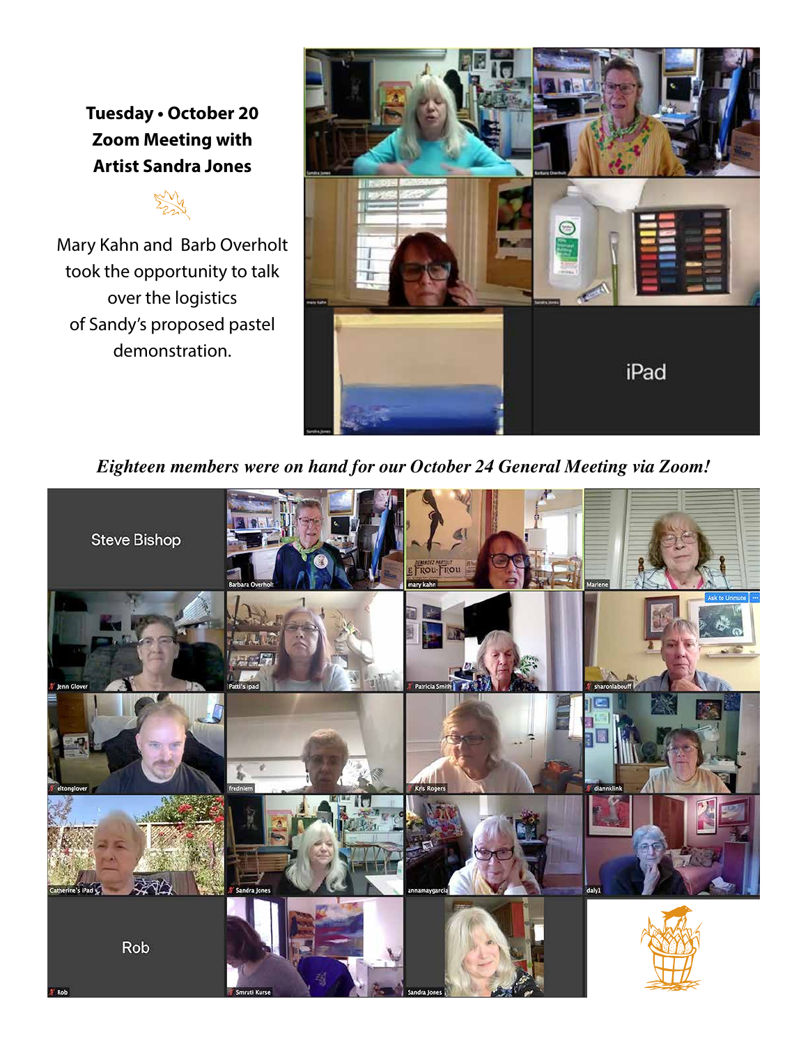**Tuesday • October 20**
**Zoom Meeting with**
**Artist Sandra Jones**

Mary Kahn and Barb Overholt took the opportunity to talk over the logistics of Sandy's proposed pastel demonstration.

***Eighteen members were on hand for our October 24 General Meeting via Zoom!***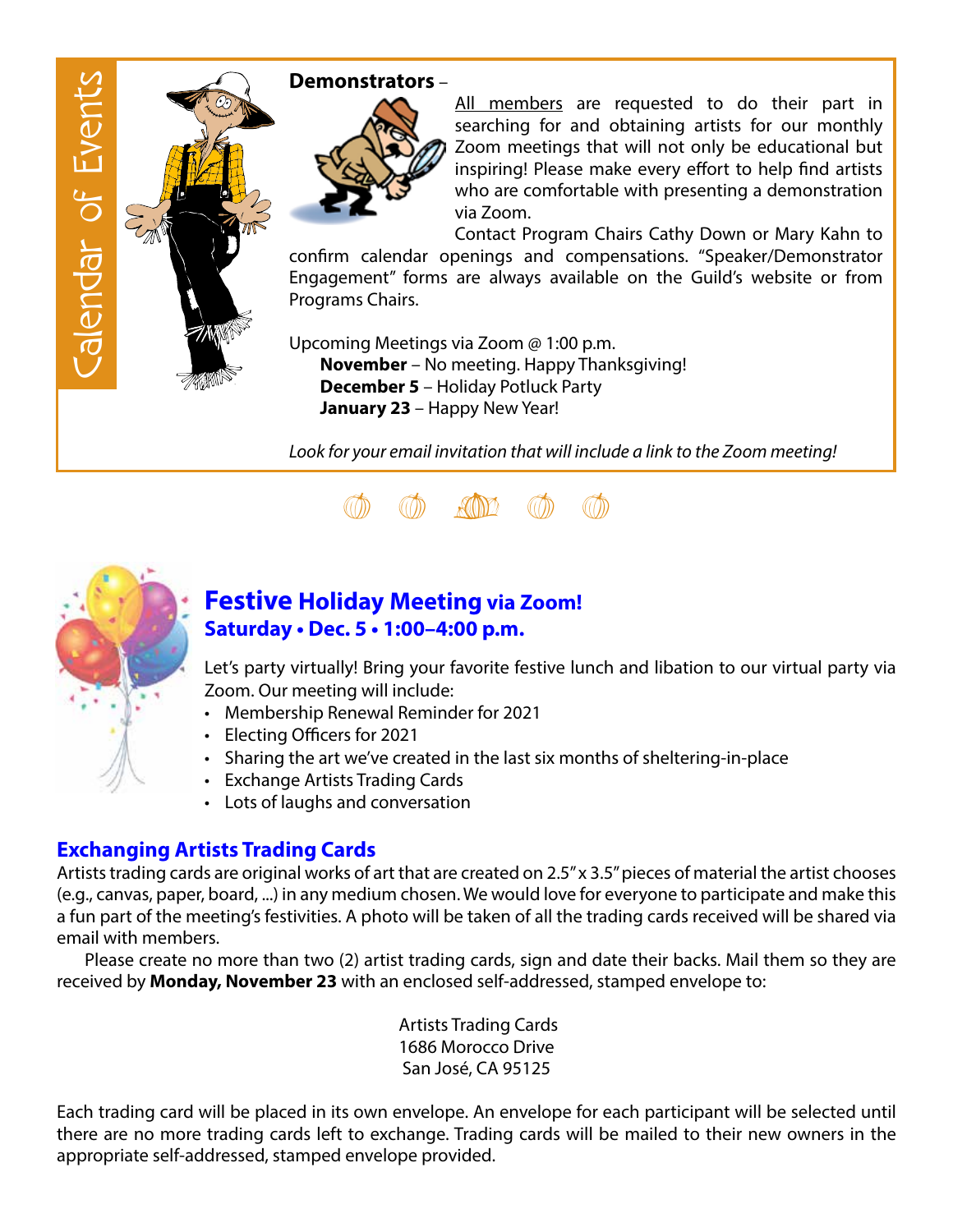# Calendar of Events

**Demonstrators** –

All members are requested to do their part in searching for and obtaining artists for our monthly Zoom meetings that will not only be educational but inspiring! Please make every effort to help find artists who are comfortable with presenting a demonstration via Zoom.

Contact Program Chairs Cathy Down or Mary Kahn to confirm calendar openings and compensations. "Speaker/Demonstrator Engagement" forms are always available on the Guild's website or from Programs Chairs.

Upcoming Meetings via Zoom @ 1:00 p.m.

- **November** – No meeting. Happy Thanksgiving!
- **December 5** – Holiday Potluck Party
- **January 23** – Happy New Year!

*Look for your email invitation that will include a link to the Zoom meeting!*

## Festive Holiday Meeting via Zoom!

**Saturday • Dec. 5 • 1:00–4:00 p.m.**

Let's party virtually! Bring your favorite festive lunch and libation to our virtual party via Zoom. Our meeting will include:

- Membership Renewal Reminder for 2021
- Electing Officers for 2021
- Sharing the art we've created in the last six months of sheltering-in-place
- Exchange Artists Trading Cards
- Lots of laughs and conversation

## Exchanging Artists Trading Cards

Artists trading cards are original works of art that are created on 2.5" x 3.5" pieces of material the artist chooses (e.g., canvas, paper, board, ...) in any medium chosen. We would love for everyone to participate and make this a fun part of the meeting's festivities. A photo will be taken of all the trading cards received will be shared via email with members.

Please create no more than two (2) artist trading cards, sign and date their backs. Mail them so they are received by **Monday, November 23** with an enclosed self-addressed, stamped envelope to:

Artists Trading Cards
1686 Morocco Drive
San José, CA 95125

Each trading card will be placed in its own envelope. An envelope for each participant will be selected until there are no more trading cards left to exchange. Trading cards will be mailed to their new owners in the appropriate self-addressed, stamped envelope provided.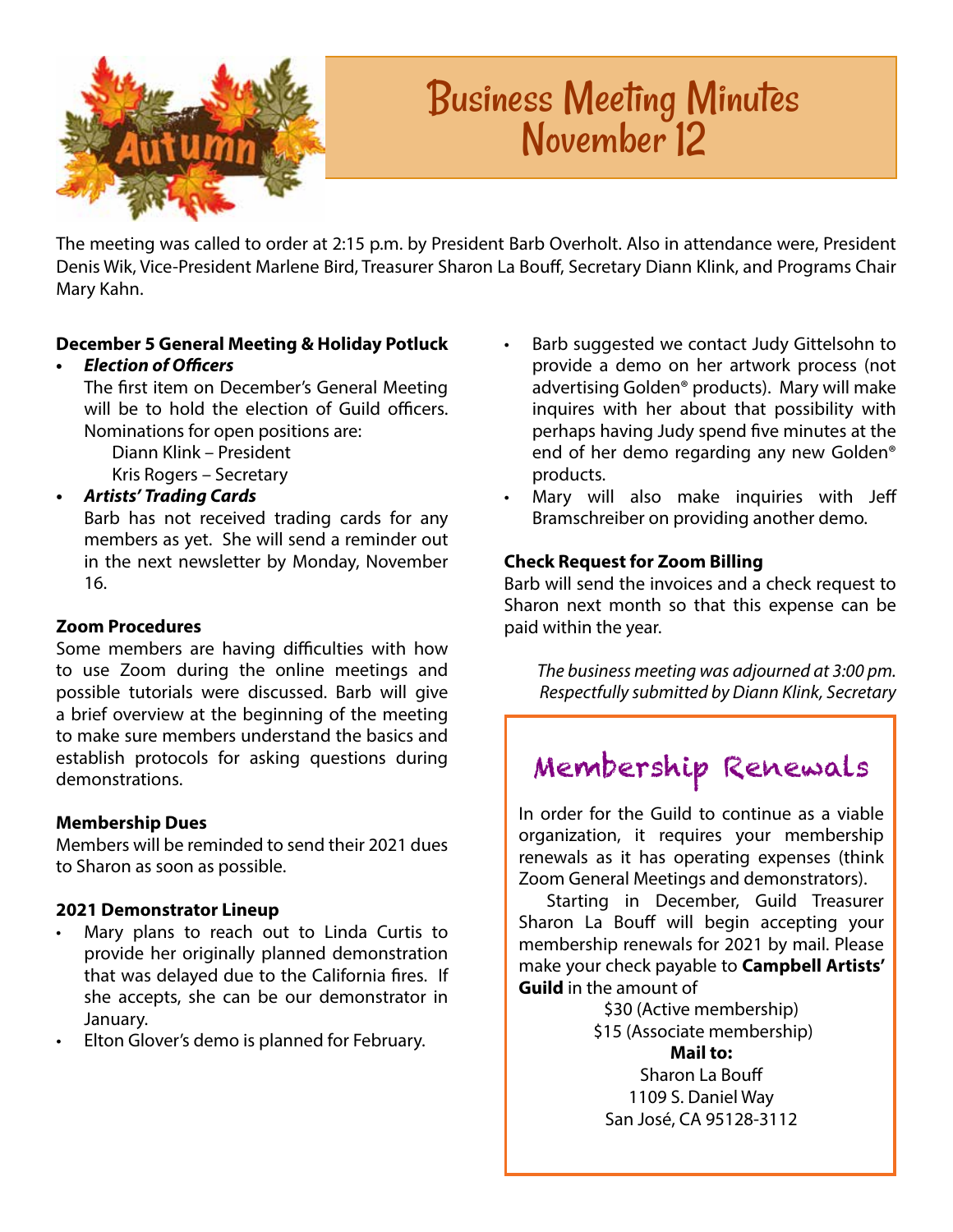# Business Meeting Minutes November 12

The meeting was called to order at 2:15 p.m. by President Barb Overholt. Also in attendance were, President Denis Wik, Vice-President Marlene Bird, Treasurer Sharon La Bouff, Secretary Diann Klink, and Programs Chair Mary Kahn.

### December 5 General Meeting & Holiday Potluck

- ***Election of Officers***
  The first item on December's General Meeting will be to hold the election of Guild officers. Nominations for open positions are:
  Diann Klink – President
  Kris Rogers – Secretary
- ***Artists' Trading Cards***
  Barb has not received trading cards for any members as yet. She will send a reminder out in the next newsletter by Monday, November 16.

### Zoom Procedures

Some members are having difficulties with how to use Zoom during the online meetings and possible tutorials were discussed. Barb will give a brief overview at the beginning of the meeting to make sure members understand the basics and establish protocols for asking questions during demonstrations.

### Membership Dues

Members will be reminded to send their 2021 dues to Sharon as soon as possible.

### 2021 Demonstrator Lineup

- Mary plans to reach out to Linda Curtis to provide her originally planned demonstration that was delayed due to the California fires. If she accepts, she can be our demonstrator in January.
- Elton Glover's demo is planned for February.
- Barb suggested we contact Judy Gittelsohn to provide a demo on her artwork process (not advertising Golden® products). Mary will make inquires with her about that possibility with perhaps having Judy spend five minutes at the end of her demo regarding any new Golden® products.
- Mary will also make inquiries with Jeff Bramschreiber on providing another demo.

### Check Request for Zoom Billing

Barb will send the invoices and a check request to Sharon next month so that this expense can be paid within the year.

*The business meeting was adjourned at 3:00 pm.*
*Respectfully submitted by Diann Klink, Secretary*

## Membership Renewals

In order for the Guild to continue as a viable organization, it requires your membership renewals as it has operating expenses (think Zoom General Meetings and demonstrators).

Starting in December, Guild Treasurer Sharon La Bouff will begin accepting your membership renewals for 2021 by mail. Please make your check payable to **Campbell Artists' Guild** in the amount of

$30 (Active membership)
$15 (Associate membership)

**Mail to:**
Sharon La Bouff
1109 S. Daniel Way
San José, CA 95128-3112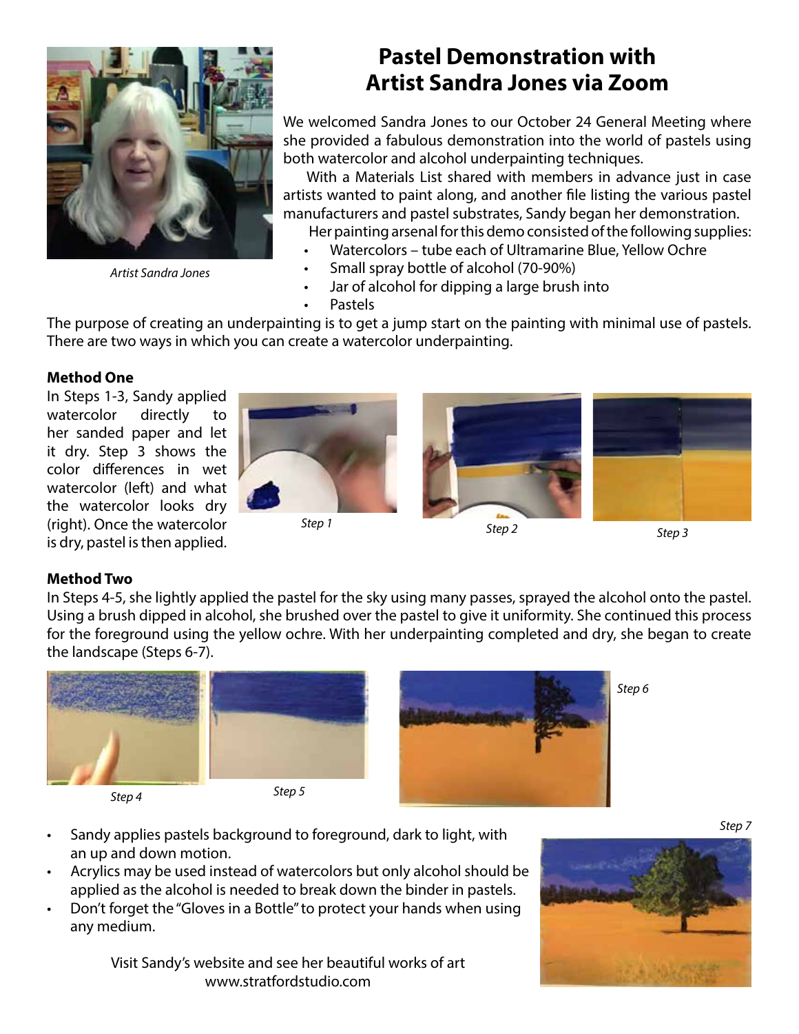# Pastel Demonstration with Artist Sandra Jones via Zoom

*Artist Sandra Jones*

We welcomed Sandra Jones to our October 24 General Meeting where she provided a fabulous demonstration into the world of pastels using both watercolor and alcohol underpainting techniques.

With a Materials List shared with members in advance just in case artists wanted to paint along, and another file listing the various pastel manufacturers and pastel substrates, Sandy began her demonstration.

Her painting arsenal for this demo consisted of the following supplies:

- Watercolors – tube each of Ultramarine Blue, Yellow Ochre
- Small spray bottle of alcohol (70-90%)
- Jar of alcohol for dipping a large brush into
- Pastels

The purpose of creating an underpainting is to get a jump start on the painting with minimal use of pastels. There are two ways in which you can create a watercolor underpainting.

**Method One**

In Steps 1-3, Sandy applied watercolor directly to her sanded paper and let it dry. Step 3 shows the color differences in wet watercolor (left) and what the watercolor looks dry (right). Once the watercolor is dry, pastel is then applied.

*Step 1*

*Step 2*

*Step 3*

**Method Two**

In Steps 4-5, she lightly applied the pastel for the sky using many passes, sprayed the alcohol onto the pastel. Using a brush dipped in alcohol, she brushed over the pastel to give it uniformity. She continued this process for the foreground using the yellow ochre. With her underpainting completed and dry, she began to create the landscape (Steps 6-7).

*Step 4*

*Step 5*

*Step 6*

*Step 7*

- Sandy applies pastels background to foreground, dark to light, with an up and down motion.
- Acrylics may be used instead of watercolors but only alcohol should be applied as the alcohol is needed to break down the binder in pastels.
- Don't forget the "Gloves in a Bottle" to protect your hands when using any medium.

Visit Sandy's website and see her beautiful works of art
www.stratfordstudio.com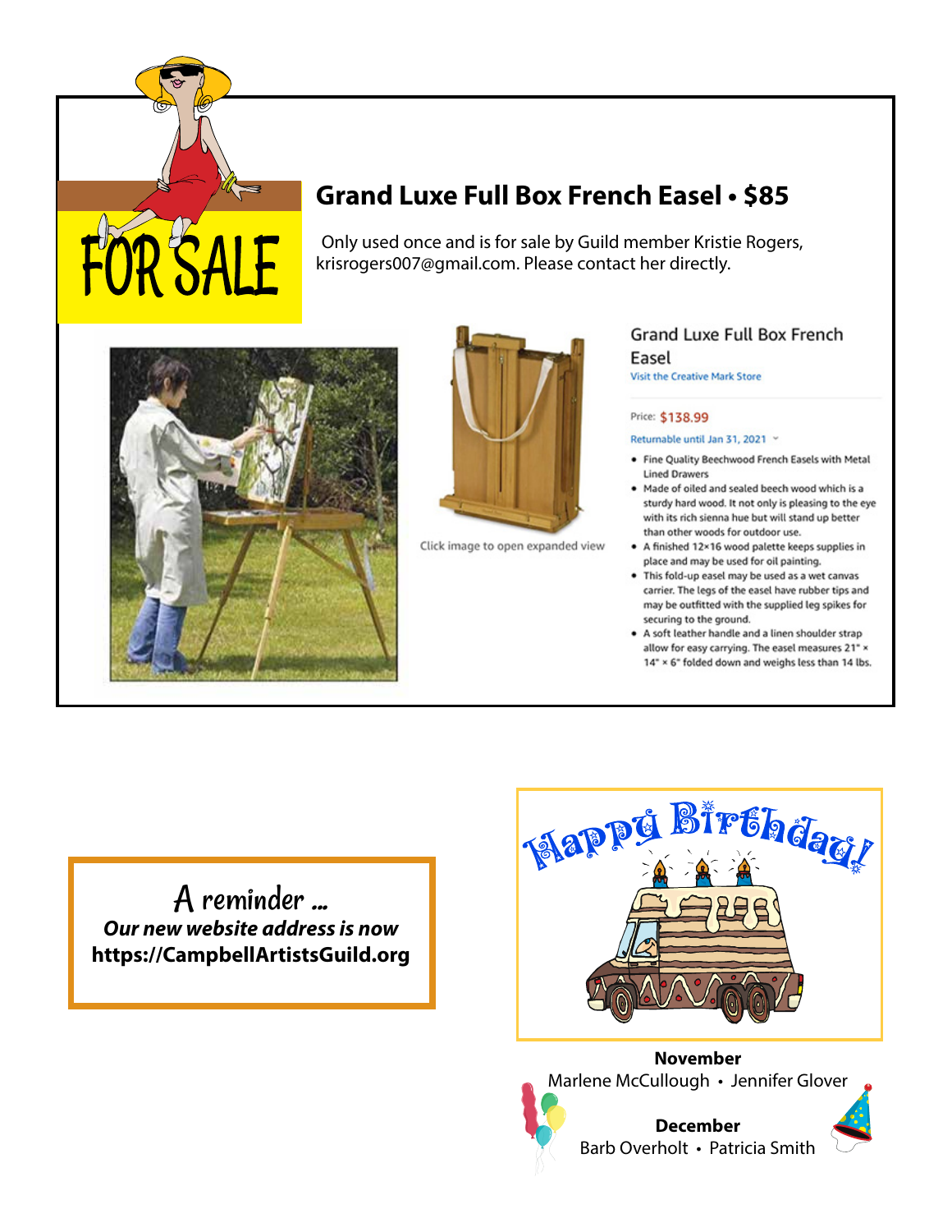FOR SALE

## Grand Luxe Full Box French Easel • $85

Only used once and is for sale by Guild member Kristie Rogers, krisrogers007@gmail.com. Please contact her directly.

Click image to open expanded view

Grand Luxe Full Box French Easel

Visit the Creative Mark Store

Price: $138.99

Returnable until Jan 31, 2021

- Fine Quality Beechwood French Easels with Metal Lined Drawers
- Made of oiled and sealed beech wood which is a sturdy hard wood. It not only is pleasing to the eye with its rich sienna hue but will stand up better than other woods for outdoor use.
- A finished 12×16 wood palette keeps supplies in place and may be used for oil painting.
- This fold-up easel may be used as a wet canvas carrier. The legs of the easel have rubber tips and may be outfitted with the supplied leg spikes for securing to the ground.
- A soft leather handle and a linen shoulder strap allow for easy carrying. The easel measures 21" × 14" × 6" folded down and weighs less than 14 lbs.

A reminder ...

***Our new website address is now***

**https://CampbellArtistsGuild.org**

Happy Birthday!

**November**

Marlene McCullough • Jennifer Glover

**December**

Barb Overholt • Patricia Smith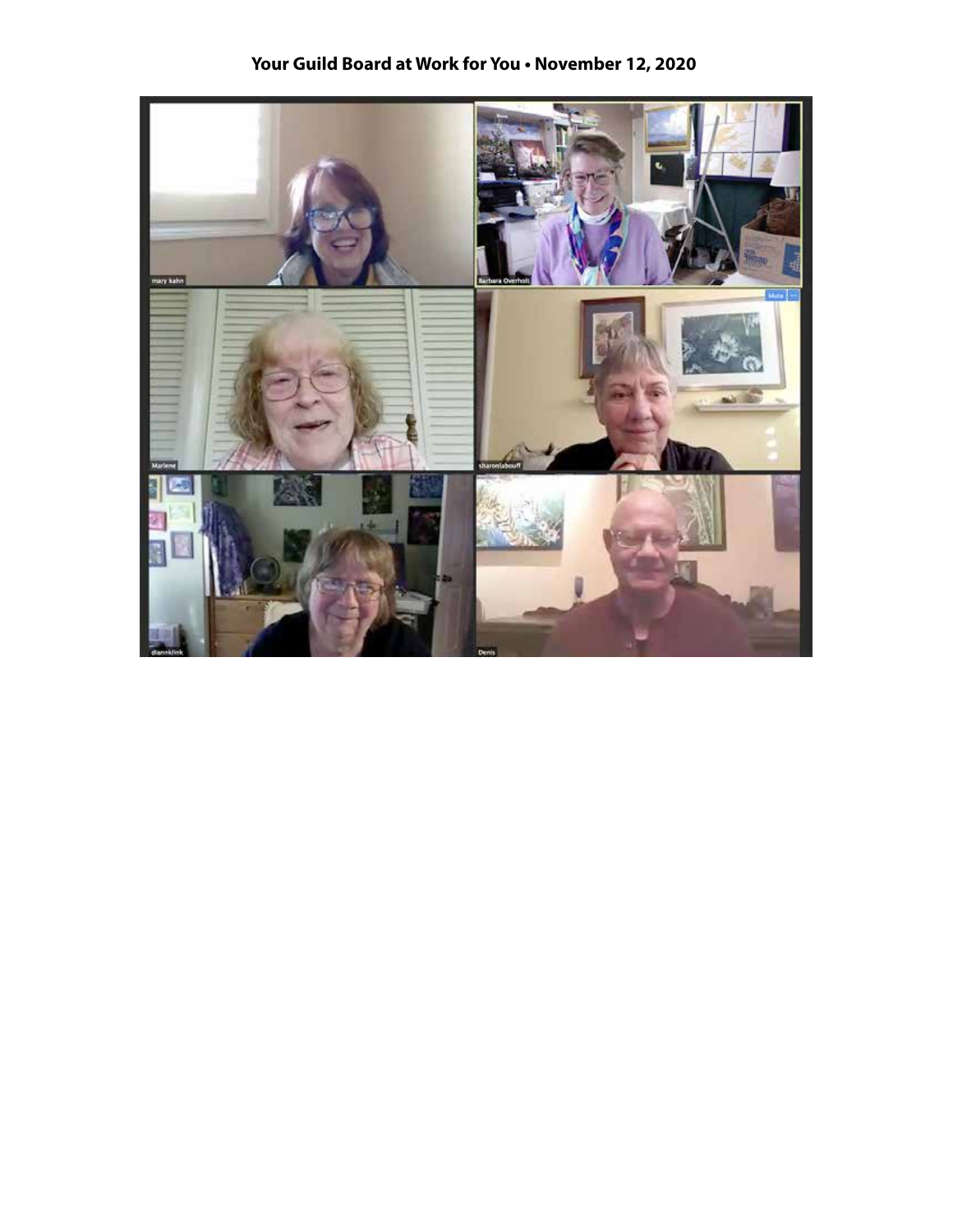**Your Guild Board at Work for You • November 12, 2020**